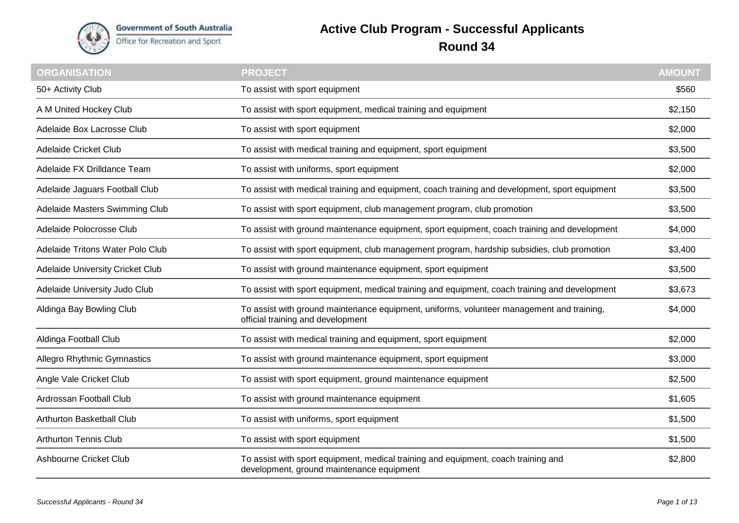Government of South Australia
Office for Recreation and Sport

# Active Club Program - Successful Applicants

## Round 34

| ORGANISATION | PROJECT | AMOUNT |
|---|---|---|
| 50+ Activity Club | To assist with sport equipment | $560 |
| A M United Hockey Club | To assist with sport equipment, medical training and equipment | $2,150 |
| Adelaide Box Lacrosse Club | To assist with sport equipment | $2,000 |
| Adelaide Cricket Club | To assist with medical training and equipment, sport equipment | $3,500 |
| Adelaide FX Drilldance Team | To assist with uniforms, sport equipment | $2,000 |
| Adelaide Jaguars Football Club | To assist with medical training and equipment, coach training and development, sport equipment | $3,500 |
| Adelaide Masters Swimming Club | To assist with sport equipment, club management program, club promotion | $3,500 |
| Adelaide Polocrosse Club | To assist with ground maintenance equipment, sport equipment, coach training and development | $4,000 |
| Adelaide Tritons Water Polo Club | To assist with sport equipment, club management program, hardship subsidies, club promotion | $3,400 |
| Adelaide University Cricket Club | To assist with ground maintenance equipment, sport equipment | $3,500 |
| Adelaide University Judo Club | To assist with sport equipment, medical training and equipment, coach training and development | $3,673 |
| Aldinga Bay Bowling Club | To assist with ground maintenance equipment, uniforms, volunteer management and training, official training and development | $4,000 |
| Aldinga Football Club | To assist with medical training and equipment, sport equipment | $2,000 |
| Allegro Rhythmic Gymnastics | To assist with ground maintenance equipment, sport equipment | $3,000 |
| Angle Vale Cricket Club | To assist with sport equipment, ground maintenance equipment | $2,500 |
| Ardrossan Football Club | To assist with ground maintenance equipment | $1,605 |
| Arthurton Basketball Club | To assist with uniforms, sport equipment | $1,500 |
| Arthurton Tennis Club | To assist with sport equipment | $1,500 |
| Ashbourne Cricket Club | To assist with sport equipment, medical training and equipment, coach training and development, ground maintenance equipment | $2,800 |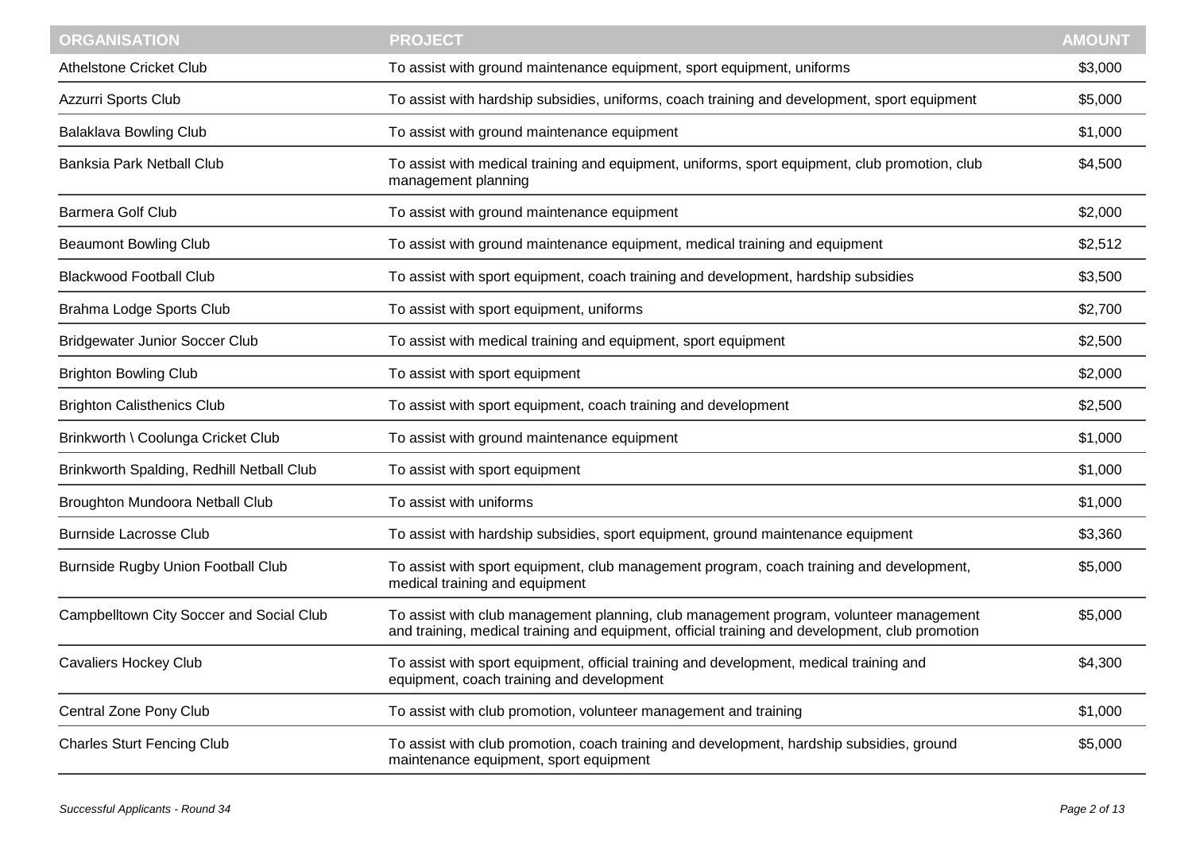| ORGANISATION | PROJECT | AMOUNT |
| --- | --- | --- |
| Athelstone Cricket Club | To assist with ground maintenance equipment, sport equipment, uniforms | $3,000 |
| Azzurri Sports Club | To assist with hardship subsidies, uniforms, coach training and development, sport equipment | $5,000 |
| Balaklava Bowling Club | To assist with ground maintenance equipment | $1,000 |
| Banksia Park Netball Club | To assist with medical training and equipment, uniforms, sport equipment, club promotion, club management planning | $4,500 |
| Barmera Golf Club | To assist with ground maintenance equipment | $2,000 |
| Beaumont Bowling Club | To assist with ground maintenance equipment, medical training and equipment | $2,512 |
| Blackwood Football Club | To assist with sport equipment, coach training and development, hardship subsidies | $3,500 |
| Brahma Lodge Sports Club | To assist with sport equipment, uniforms | $2,700 |
| Bridgewater Junior Soccer Club | To assist with medical training and equipment, sport equipment | $2,500 |
| Brighton Bowling Club | To assist with sport equipment | $2,000 |
| Brighton Calisthenics Club | To assist with sport equipment, coach training and development | $2,500 |
| Brinkworth \ Coolunga Cricket Club | To assist with ground maintenance equipment | $1,000 |
| Brinkworth Spalding, Redhill Netball Club | To assist with sport equipment | $1,000 |
| Broughton Mundoora Netball Club | To assist with uniforms | $1,000 |
| Burnside Lacrosse Club | To assist with hardship subsidies, sport equipment, ground maintenance equipment | $3,360 |
| Burnside Rugby Union Football Club | To assist with sport equipment, club management program, coach training and development, medical training and equipment | $5,000 |
| Campbelltown City Soccer and Social Club | To assist with club management planning, club management program, volunteer management and training, medical training and equipment, official training and development, club promotion | $5,000 |
| Cavaliers Hockey Club | To assist with sport equipment, official training and development, medical training and equipment, coach training and development | $4,300 |
| Central Zone Pony Club | To assist with club promotion, volunteer management and training | $1,000 |
| Charles Sturt Fencing Club | To assist with club promotion, coach training and development, hardship subsidies, ground maintenance equipment, sport equipment | $5,000 |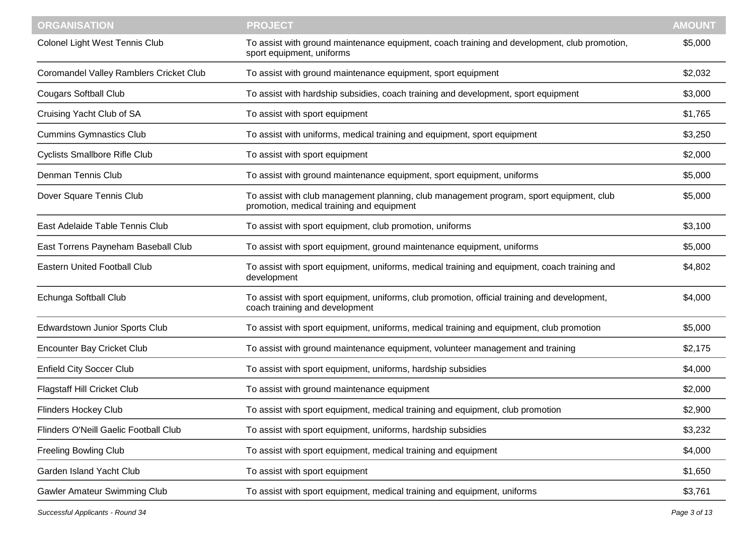| ORGANISATION | PROJECT | AMOUNT |
| --- | --- | --- |
| Colonel Light West Tennis Club | To assist with ground maintenance equipment, coach training and development, club promotion, sport equipment, uniforms | $5,000 |
| Coromandel Valley Ramblers Cricket Club | To assist with ground maintenance equipment, sport equipment | $2,032 |
| Cougars Softball Club | To assist with hardship subsidies, coach training and development, sport equipment | $3,000 |
| Cruising Yacht Club of SA | To assist with sport equipment | $1,765 |
| Cummins Gymnastics Club | To assist with uniforms, medical training and equipment, sport equipment | $3,250 |
| Cyclists Smallbore Rifle Club | To assist with sport equipment | $2,000 |
| Denman Tennis Club | To assist with ground maintenance equipment, sport equipment, uniforms | $5,000 |
| Dover Square Tennis Club | To assist with club management planning, club management program, sport equipment, club promotion, medical training and equipment | $5,000 |
| East Adelaide Table Tennis Club | To assist with sport equipment, club promotion, uniforms | $3,100 |
| East Torrens Payneham Baseball Club | To assist with sport equipment, ground maintenance equipment, uniforms | $5,000 |
| Eastern United Football Club | To assist with sport equipment, uniforms, medical training and equipment, coach training and development | $4,802 |
| Echunga Softball Club | To assist with sport equipment, uniforms, club promotion, official training and development, coach training and development | $4,000 |
| Edwardstown Junior Sports Club | To assist with sport equipment, uniforms, medical training and equipment, club promotion | $5,000 |
| Encounter Bay Cricket Club | To assist with ground maintenance equipment, volunteer management and training | $2,175 |
| Enfield City Soccer Club | To assist with sport equipment, uniforms, hardship subsidies | $4,000 |
| Flagstaff Hill Cricket Club | To assist with ground maintenance equipment | $2,000 |
| Flinders Hockey Club | To assist with sport equipment, medical training and equipment, club promotion | $2,900 |
| Flinders O'Neill Gaelic Football Club | To assist with sport equipment, uniforms, hardship subsidies | $3,232 |
| Freeling Bowling Club | To assist with sport equipment, medical training and equipment | $4,000 |
| Garden Island Yacht Club | To assist with sport equipment | $1,650 |
| Gawler Amateur Swimming Club | To assist with sport equipment, medical training and equipment, uniforms | $3,761 |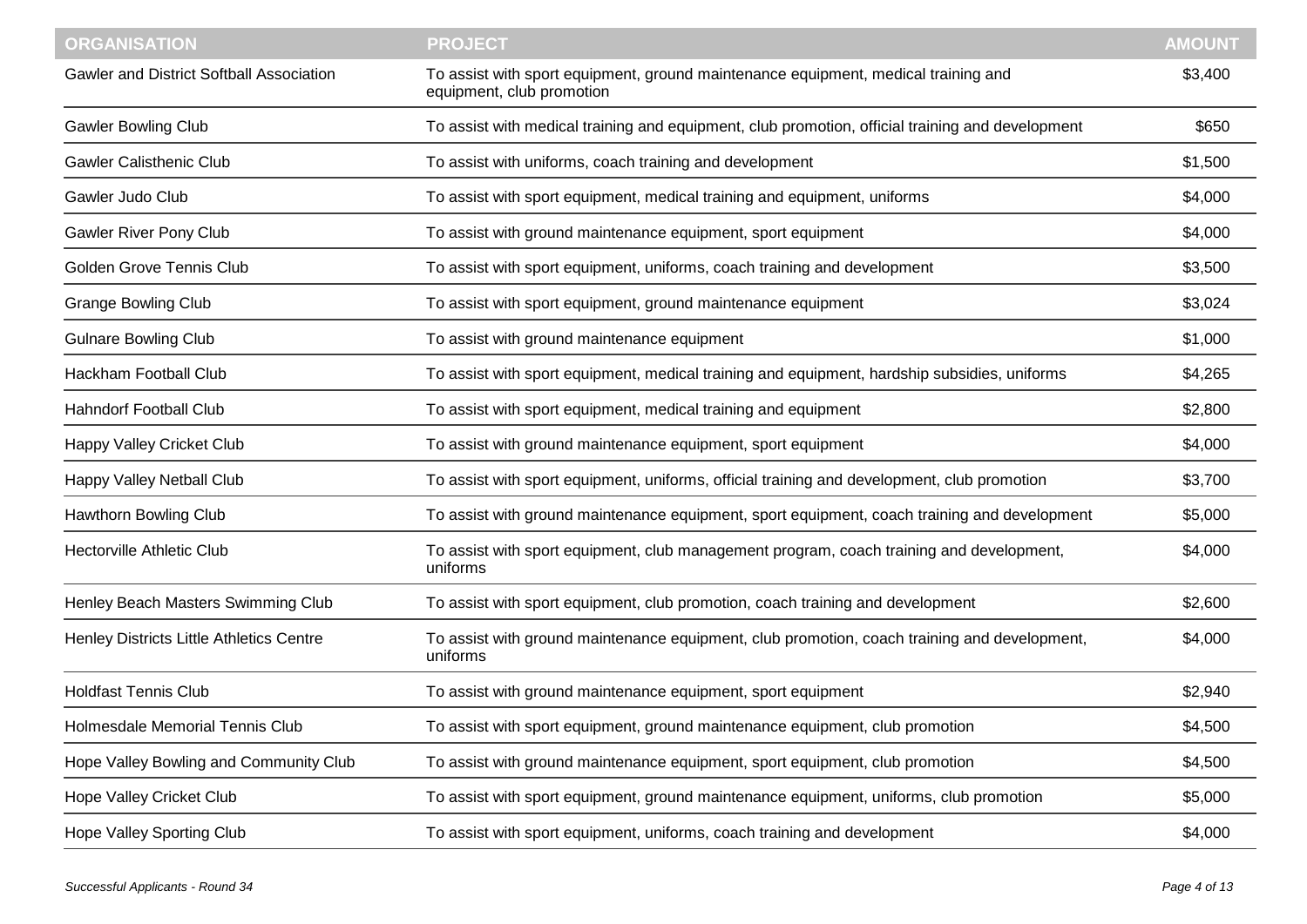| ORGANISATION | PROJECT | AMOUNT |
|---|---|---|
| Gawler and District Softball Association | To assist with sport equipment, ground maintenance equipment, medical training and equipment, club promotion | $3,400 |
| Gawler Bowling Club | To assist with medical training and equipment, club promotion, official training and development | $650 |
| Gawler Calisthenic Club | To assist with uniforms, coach training and development | $1,500 |
| Gawler Judo Club | To assist with sport equipment, medical training and equipment, uniforms | $4,000 |
| Gawler River Pony Club | To assist with ground maintenance equipment, sport equipment | $4,000 |
| Golden Grove Tennis Club | To assist with sport equipment, uniforms, coach training and development | $3,500 |
| Grange Bowling Club | To assist with sport equipment, ground maintenance equipment | $3,024 |
| Gulnare Bowling Club | To assist with ground maintenance equipment | $1,000 |
| Hackham Football Club | To assist with sport equipment, medical training and equipment, hardship subsidies, uniforms | $4,265 |
| Hahndorf Football Club | To assist with sport equipment, medical training and equipment | $2,800 |
| Happy Valley Cricket Club | To assist with ground maintenance equipment, sport equipment | $4,000 |
| Happy Valley Netball Club | To assist with sport equipment, uniforms, official training and development, club promotion | $3,700 |
| Hawthorn Bowling Club | To assist with ground maintenance equipment, sport equipment, coach training and development | $5,000 |
| Hectorville Athletic Club | To assist with sport equipment, club management program, coach training and development, uniforms | $4,000 |
| Henley Beach Masters Swimming Club | To assist with sport equipment, club promotion, coach training and development | $2,600 |
| Henley Districts Little Athletics Centre | To assist with ground maintenance equipment, club promotion, coach training and development, uniforms | $4,000 |
| Holdfast Tennis Club | To assist with ground maintenance equipment, sport equipment | $2,940 |
| Holmesdale Memorial Tennis Club | To assist with sport equipment, ground maintenance equipment, club promotion | $4,500 |
| Hope Valley Bowling and Community Club | To assist with ground maintenance equipment, sport equipment, club promotion | $4,500 |
| Hope Valley Cricket Club | To assist with sport equipment, ground maintenance equipment, uniforms, club promotion | $5,000 |
| Hope Valley Sporting Club | To assist with sport equipment, uniforms, coach training and development | $4,000 |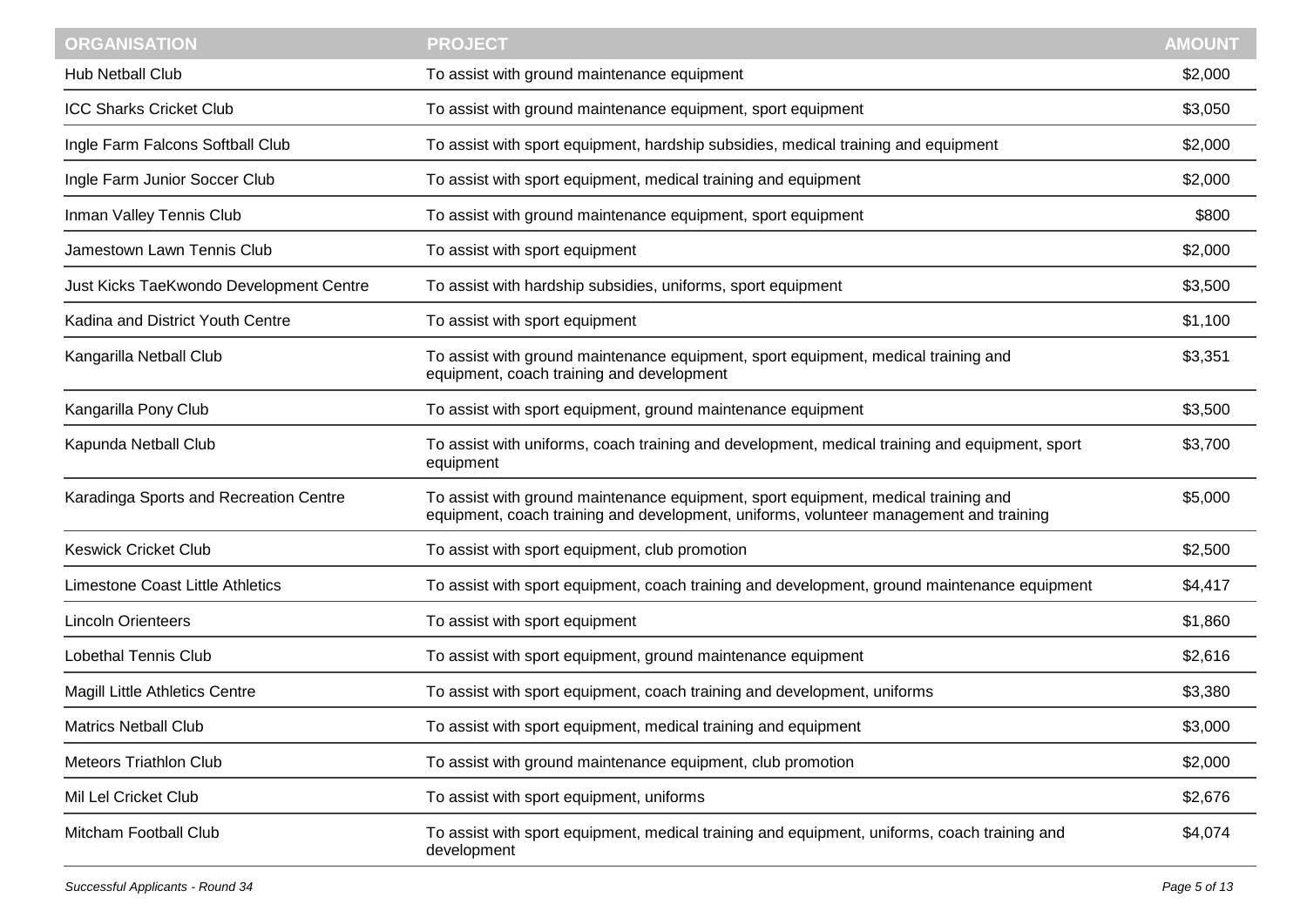| ORGANISATION | PROJECT | AMOUNT |
|---|---|---|
| Hub Netball Club | To assist with ground maintenance equipment | $2,000 |
| ICC Sharks Cricket Club | To assist with ground maintenance equipment, sport equipment | $3,050 |
| Ingle Farm Falcons Softball Club | To assist with sport equipment, hardship subsidies, medical training and equipment | $2,000 |
| Ingle Farm Junior Soccer Club | To assist with sport equipment, medical training and equipment | $2,000 |
| Inman Valley Tennis Club | To assist with ground maintenance equipment, sport equipment | $800 |
| Jamestown Lawn Tennis Club | To assist with sport equipment | $2,000 |
| Just Kicks TaeKwondo Development Centre | To assist with hardship subsidies, uniforms, sport equipment | $3,500 |
| Kadina and District Youth Centre | To assist with sport equipment | $1,100 |
| Kangarilla Netball Club | To assist with ground maintenance equipment, sport equipment, medical training and equipment, coach training and development | $3,351 |
| Kangarilla Pony Club | To assist with sport equipment, ground maintenance equipment | $3,500 |
| Kapunda Netball Club | To assist with uniforms, coach training and development, medical training and equipment, sport equipment | $3,700 |
| Karadinga Sports and Recreation Centre | To assist with ground maintenance equipment, sport equipment, medical training and equipment, coach training and development, uniforms, volunteer management and training | $5,000 |
| Keswick Cricket Club | To assist with sport equipment, club promotion | $2,500 |
| Limestone Coast Little Athletics | To assist with sport equipment, coach training and development, ground maintenance equipment | $4,417 |
| Lincoln Orienteers | To assist with sport equipment | $1,860 |
| Lobethal Tennis Club | To assist with sport equipment, ground maintenance equipment | $2,616 |
| Magill Little Athletics Centre | To assist with sport equipment, coach training and development, uniforms | $3,380 |
| Matrics Netball Club | To assist with sport equipment, medical training and equipment | $3,000 |
| Meteors Triathlon Club | To assist with ground maintenance equipment, club promotion | $2,000 |
| Mil Lel Cricket Club | To assist with sport equipment, uniforms | $2,676 |
| Mitcham Football Club | To assist with sport equipment, medical training and equipment, uniforms, coach training and development | $4,074 |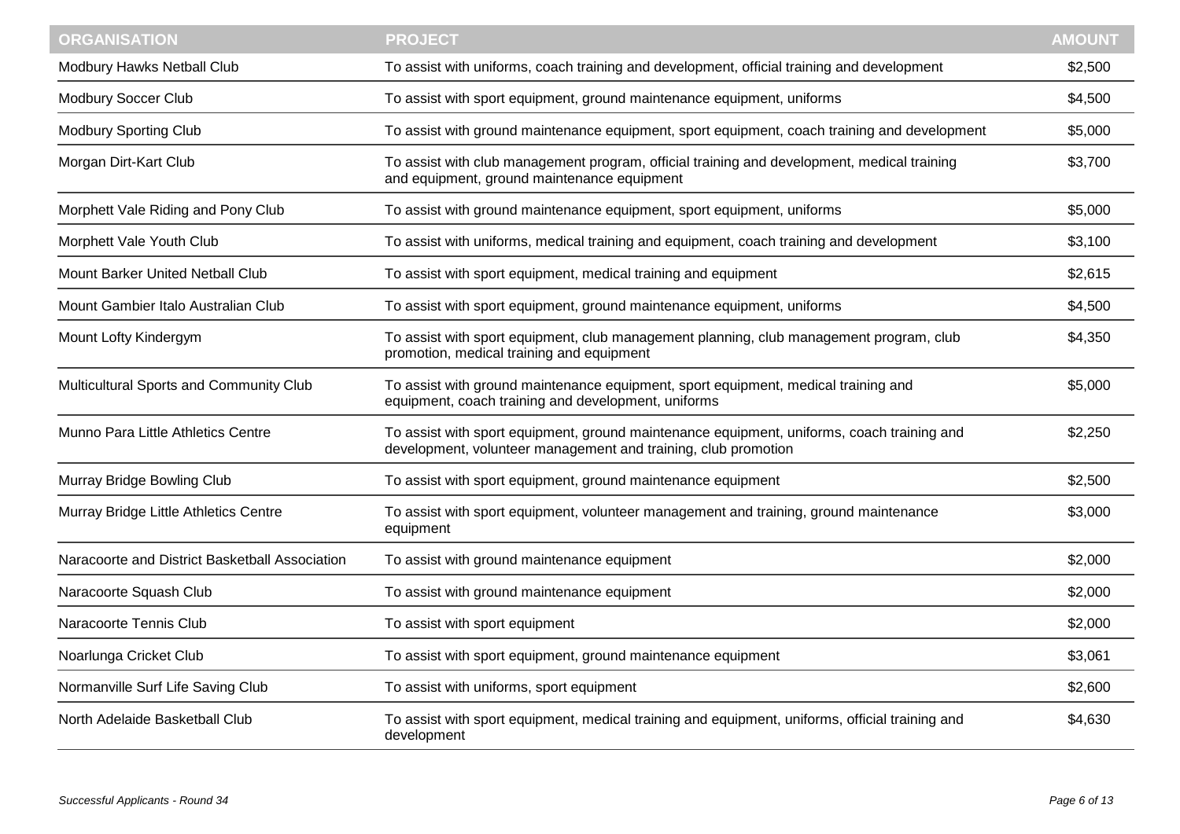| ORGANISATION | PROJECT | AMOUNT |
|---|---|---|
| Modbury Hawks Netball Club | To assist with uniforms, coach training and development, official training and development | $2,500 |
| Modbury Soccer Club | To assist with sport equipment, ground maintenance equipment, uniforms | $4,500 |
| Modbury Sporting Club | To assist with ground maintenance equipment, sport equipment, coach training and development | $5,000 |
| Morgan Dirt-Kart Club | To assist with club management program, official training and development, medical training and equipment, ground maintenance equipment | $3,700 |
| Morphett Vale Riding and Pony Club | To assist with ground maintenance equipment, sport equipment, uniforms | $5,000 |
| Morphett Vale Youth Club | To assist with uniforms, medical training and equipment, coach training and development | $3,100 |
| Mount Barker United Netball Club | To assist with sport equipment, medical training and equipment | $2,615 |
| Mount Gambier Italo Australian Club | To assist with sport equipment, ground maintenance equipment, uniforms | $4,500 |
| Mount Lofty Kindergym | To assist with sport equipment, club management planning, club management program, club promotion, medical training and equipment | $4,350 |
| Multicultural Sports and Community Club | To assist with ground maintenance equipment, sport equipment, medical training and equipment, coach training and development, uniforms | $5,000 |
| Munno Para Little Athletics Centre | To assist with sport equipment, ground maintenance equipment, uniforms, coach training and development, volunteer management and training, club promotion | $2,250 |
| Murray Bridge Bowling Club | To assist with sport equipment, ground maintenance equipment | $2,500 |
| Murray Bridge Little Athletics Centre | To assist with sport equipment, volunteer management and training, ground maintenance equipment | $3,000 |
| Naracoorte and District Basketball Association | To assist with ground maintenance equipment | $2,000 |
| Naracoorte Squash Club | To assist with ground maintenance equipment | $2,000 |
| Naracoorte Tennis Club | To assist with sport equipment | $2,000 |
| Noarlunga Cricket Club | To assist with sport equipment, ground maintenance equipment | $3,061 |
| Normanville Surf Life Saving Club | To assist with uniforms, sport equipment | $2,600 |
| North Adelaide Basketball Club | To assist with sport equipment, medical training and equipment, uniforms, official training and development | $4,630 |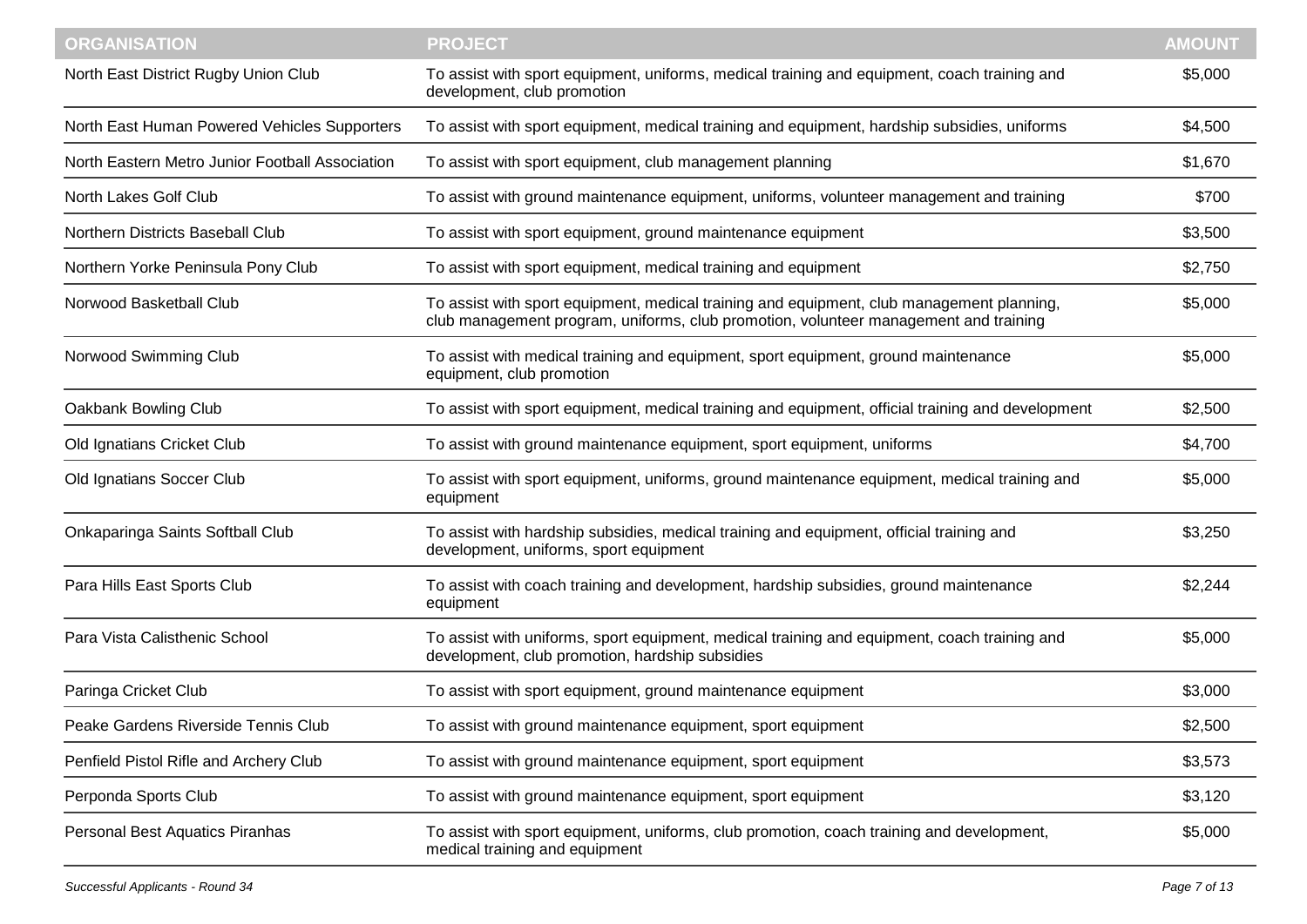| ORGANISATION | PROJECT | AMOUNT |
|---|---|---|
| North East District Rugby Union Club | To assist with sport equipment, uniforms, medical training and equipment, coach training and development, club promotion | $5,000 |
| North East Human Powered Vehicles Supporters | To assist with sport equipment, medical training and equipment, hardship subsidies, uniforms | $4,500 |
| North Eastern Metro Junior Football Association | To assist with sport equipment, club management planning | $1,670 |
| North Lakes Golf Club | To assist with ground maintenance equipment, uniforms, volunteer management and training | $700 |
| Northern Districts Baseball Club | To assist with sport equipment, ground maintenance equipment | $3,500 |
| Northern Yorke Peninsula Pony Club | To assist with sport equipment, medical training and equipment | $2,750 |
| Norwood Basketball Club | To assist with sport equipment, medical training and equipment, club management planning, club management program, uniforms, club promotion, volunteer management and training | $5,000 |
| Norwood Swimming Club | To assist with medical training and equipment, sport equipment, ground maintenance equipment, club promotion | $5,000 |
| Oakbank Bowling Club | To assist with sport equipment, medical training and equipment, official training and development | $2,500 |
| Old Ignatians Cricket Club | To assist with ground maintenance equipment, sport equipment, uniforms | $4,700 |
| Old Ignatians Soccer Club | To assist with sport equipment, uniforms, ground maintenance equipment, medical training and equipment | $5,000 |
| Onkaparinga Saints Softball Club | To assist with hardship subsidies, medical training and equipment, official training and development, uniforms, sport equipment | $3,250 |
| Para Hills East Sports Club | To assist with coach training and development, hardship subsidies, ground maintenance equipment | $2,244 |
| Para Vista Calisthenic School | To assist with uniforms, sport equipment, medical training and equipment, coach training and development, club promotion, hardship subsidies | $5,000 |
| Paringa Cricket Club | To assist with sport equipment, ground maintenance equipment | $3,000 |
| Peake Gardens Riverside Tennis Club | To assist with ground maintenance equipment, sport equipment | $2,500 |
| Penfield Pistol Rifle and Archery Club | To assist with ground maintenance equipment, sport equipment | $3,573 |
| Perponda Sports Club | To assist with ground maintenance equipment, sport equipment | $3,120 |
| Personal Best Aquatics Piranhas | To assist with sport equipment, uniforms, club promotion, coach training and development, medical training and equipment | $5,000 |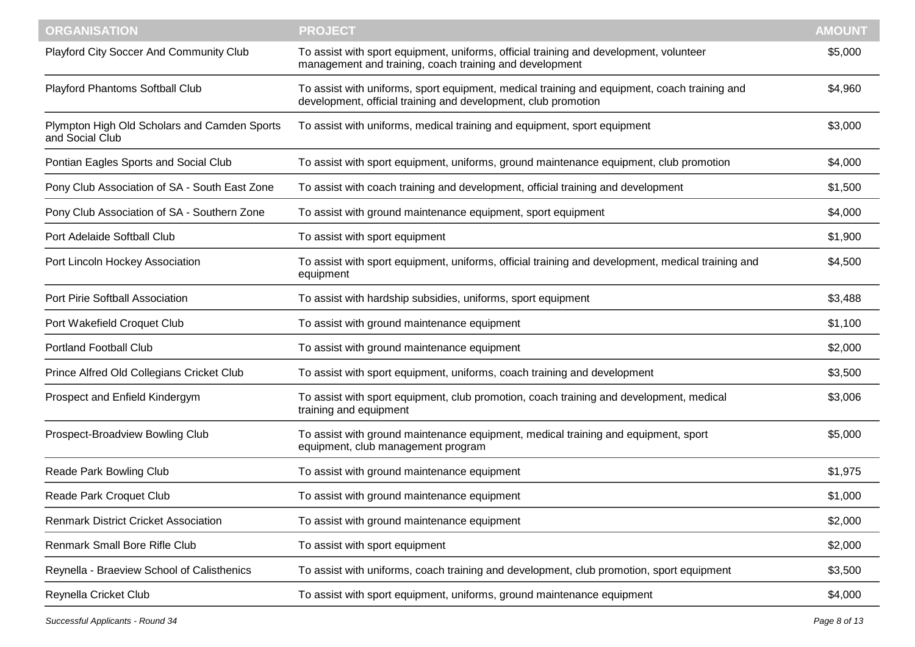| ORGANISATION | PROJECT | AMOUNT |
| --- | --- | --- |
| Playford City Soccer And Community Club | To assist with sport equipment, uniforms, official training and development, volunteer management and training, coach training and development | $5,000 |
| Playford Phantoms Softball Club | To assist with uniforms, sport equipment, medical training and equipment, coach training and development, official training and development, club promotion | $4,960 |
| Plympton High Old Scholars and Camden Sports and Social Club | To assist with uniforms, medical training and equipment, sport equipment | $3,000 |
| Pontian Eagles Sports and Social Club | To assist with sport equipment, uniforms, ground maintenance equipment, club promotion | $4,000 |
| Pony Club Association of SA - South East Zone | To assist with coach training and development, official training and development | $1,500 |
| Pony Club Association of SA - Southern Zone | To assist with ground maintenance equipment, sport equipment | $4,000 |
| Port Adelaide Softball Club | To assist with sport equipment | $1,900 |
| Port Lincoln Hockey Association | To assist with sport equipment, uniforms, official training and development, medical training and equipment | $4,500 |
| Port Pirie Softball Association | To assist with hardship subsidies, uniforms, sport equipment | $3,488 |
| Port Wakefield Croquet Club | To assist with ground maintenance equipment | $1,100 |
| Portland Football Club | To assist with ground maintenance equipment | $2,000 |
| Prince Alfred Old Collegians Cricket Club | To assist with sport equipment, uniforms, coach training and development | $3,500 |
| Prospect and Enfield Kindergym | To assist with sport equipment, club promotion, coach training and development, medical training and equipment | $3,006 |
| Prospect-Broadview Bowling Club | To assist with ground maintenance equipment, medical training and equipment, sport equipment, club management program | $5,000 |
| Reade Park Bowling Club | To assist with ground maintenance equipment | $1,975 |
| Reade Park Croquet Club | To assist with ground maintenance equipment | $1,000 |
| Renmark District Cricket Association | To assist with ground maintenance equipment | $2,000 |
| Renmark Small Bore Rifle Club | To assist with sport equipment | $2,000 |
| Reynella - Braeview School of Calisthenics | To assist with uniforms, coach training and development, club promotion, sport equipment | $3,500 |
| Reynella Cricket Club | To assist with sport equipment, uniforms, ground maintenance equipment | $4,000 |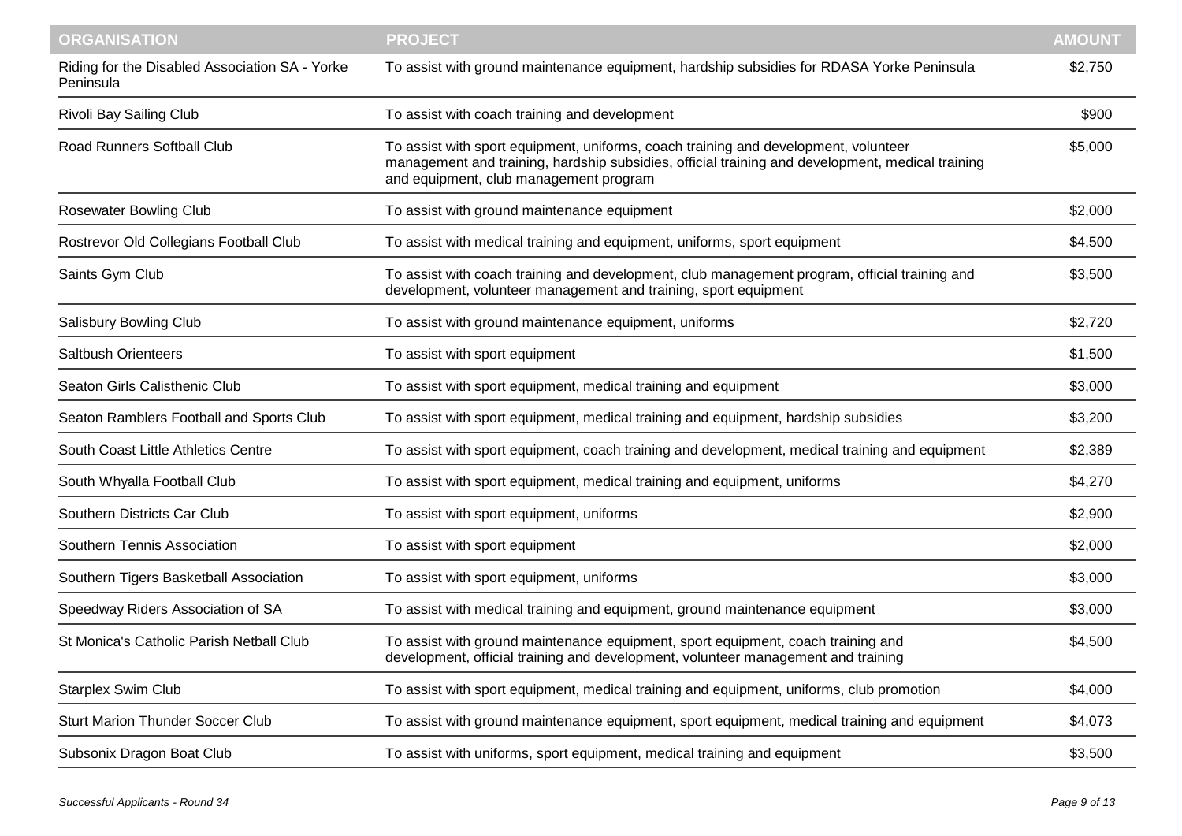| ORGANISATION | PROJECT | AMOUNT |
| --- | --- | --- |
| Riding for the Disabled Association SA - Yorke Peninsula | To assist with ground maintenance equipment, hardship subsidies for RDASA Yorke Peninsula | $2,750 |
| Rivoli Bay Sailing Club | To assist with coach training and development | $900 |
| Road Runners Softball Club | To assist with sport equipment, uniforms, coach training and development, volunteer management and training, hardship subsidies, official training and development, medical training and equipment, club management program | $5,000 |
| Rosewater Bowling Club | To assist with ground maintenance equipment | $2,000 |
| Rostrevor Old Collegians Football Club | To assist with medical training and equipment, uniforms, sport equipment | $4,500 |
| Saints Gym Club | To assist with coach training and development, club management program, official training and development, volunteer management and training, sport equipment | $3,500 |
| Salisbury Bowling Club | To assist with ground maintenance equipment, uniforms | $2,720 |
| Saltbush Orienteers | To assist with sport equipment | $1,500 |
| Seaton Girls Calisthenic Club | To assist with sport equipment, medical training and equipment | $3,000 |
| Seaton Ramblers Football and Sports Club | To assist with sport equipment, medical training and equipment, hardship subsidies | $3,200 |
| South Coast Little Athletics Centre | To assist with sport equipment, coach training and development, medical training and equipment | $2,389 |
| South Whyalla Football Club | To assist with sport equipment, medical training and equipment, uniforms | $4,270 |
| Southern Districts Car Club | To assist with sport equipment, uniforms | $2,900 |
| Southern Tennis Association | To assist with sport equipment | $2,000 |
| Southern Tigers Basketball Association | To assist with sport equipment, uniforms | $3,000 |
| Speedway Riders Association of SA | To assist with medical training and equipment, ground maintenance equipment | $3,000 |
| St Monica's Catholic Parish Netball Club | To assist with ground maintenance equipment, sport equipment, coach training and development, official training and development, volunteer management and training | $4,500 |
| Starplex Swim Club | To assist with sport equipment, medical training and equipment, uniforms, club promotion | $4,000 |
| Sturt Marion Thunder Soccer Club | To assist with ground maintenance equipment, sport equipment, medical training and equipment | $4,073 |
| Subsonix Dragon Boat Club | To assist with uniforms, sport equipment, medical training and equipment | $3,500 |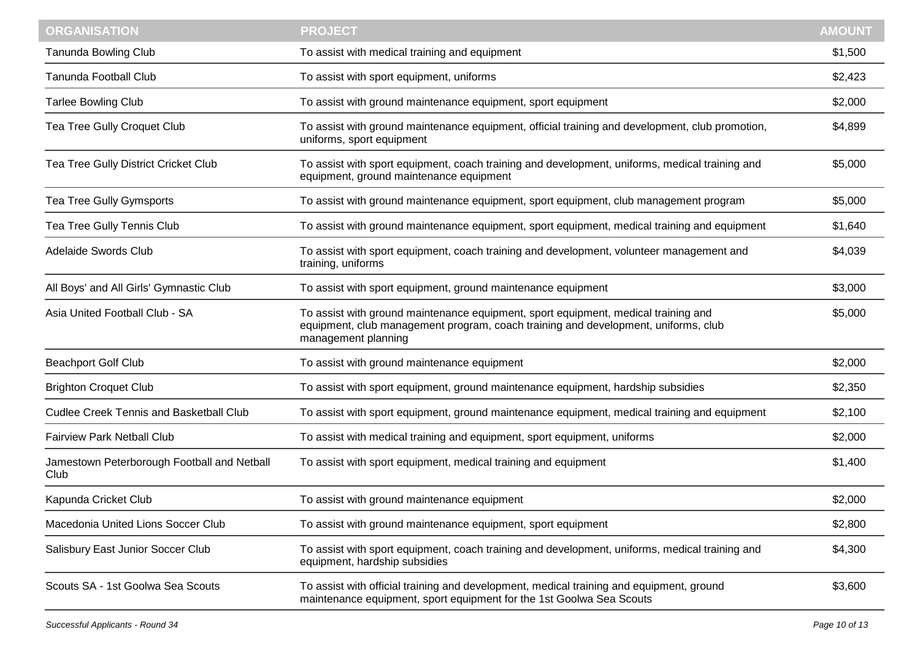| ORGANISATION | PROJECT | AMOUNT |
|---|---|---|
| Tanunda Bowling Club | To assist with medical training and equipment | $1,500 |
| Tanunda Football Club | To assist with sport equipment, uniforms | $2,423 |
| Tarlee Bowling Club | To assist with ground maintenance equipment, sport equipment | $2,000 |
| Tea Tree Gully Croquet Club | To assist with ground maintenance equipment, official training and development, club promotion, uniforms, sport equipment | $4,899 |
| Tea Tree Gully District Cricket Club | To assist with sport equipment, coach training and development, uniforms, medical training and equipment, ground maintenance equipment | $5,000 |
| Tea Tree Gully Gymsports | To assist with ground maintenance equipment, sport equipment, club management program | $5,000 |
| Tea Tree Gully Tennis Club | To assist with ground maintenance equipment, sport equipment, medical training and equipment | $1,640 |
| Adelaide Swords Club | To assist with sport equipment, coach training and development, volunteer management and training, uniforms | $4,039 |
| All Boys' and All Girls' Gymnastic Club | To assist with sport equipment, ground maintenance equipment | $3,000 |
| Asia United Football Club - SA | To assist with ground maintenance equipment, sport equipment, medical training and equipment, club management program, coach training and development, uniforms, club management planning | $5,000 |
| Beachport Golf Club | To assist with ground maintenance equipment | $2,000 |
| Brighton Croquet Club | To assist with sport equipment, ground maintenance equipment, hardship subsidies | $2,350 |
| Cudlee Creek Tennis and Basketball Club | To assist with sport equipment, ground maintenance equipment, medical training and equipment | $2,100 |
| Fairview Park Netball Club | To assist with medical training and equipment, sport equipment, uniforms | $2,000 |
| Jamestown Peterborough Football and Netball Club | To assist with sport equipment, medical training and equipment | $1,400 |
| Kapunda Cricket Club | To assist with ground maintenance equipment | $2,000 |
| Macedonia United Lions Soccer Club | To assist with ground maintenance equipment, sport equipment | $2,800 |
| Salisbury East Junior Soccer Club | To assist with sport equipment, coach training and development, uniforms, medical training and equipment, hardship subsidies | $4,300 |
| Scouts SA - 1st Goolwa Sea Scouts | To assist with official training and development, medical training and equipment, ground maintenance equipment, sport equipment for the 1st Goolwa Sea Scouts | $3,600 |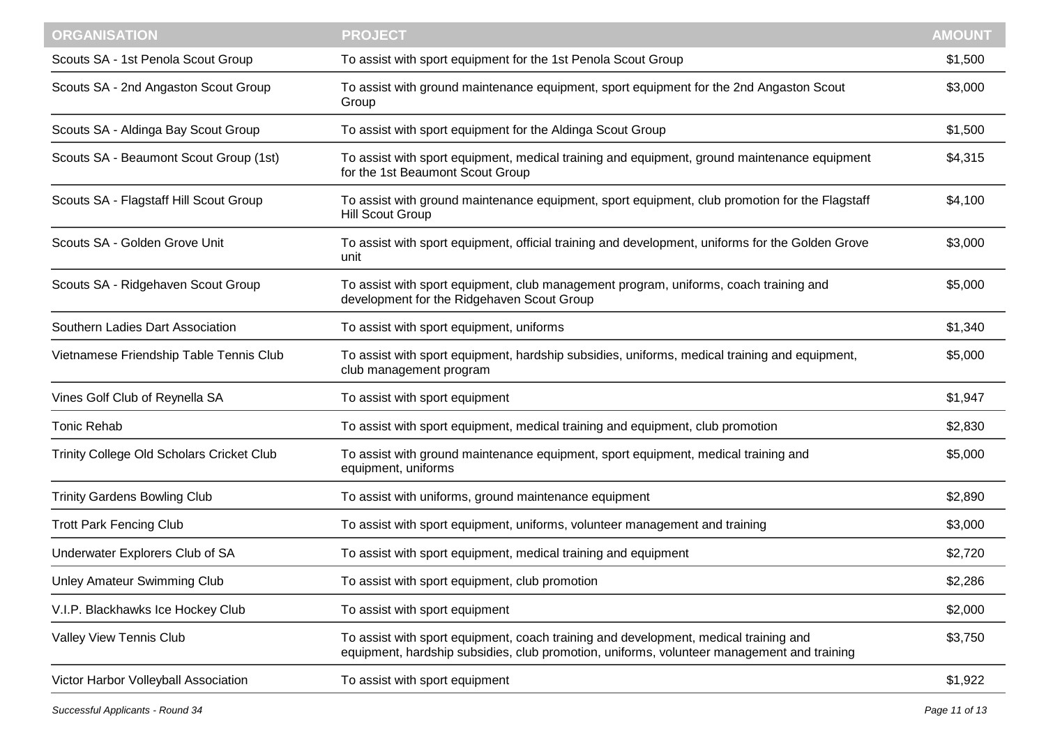| ORGANISATION | PROJECT | AMOUNT |
|---|---|---|
| Scouts SA - 1st Penola Scout Group | To assist with sport equipment for the 1st Penola Scout Group | $1,500 |
| Scouts SA - 2nd Angaston Scout Group | To assist with ground maintenance equipment, sport equipment for the 2nd Angaston Scout Group | $3,000 |
| Scouts SA - Aldinga Bay Scout Group | To assist with sport equipment for the Aldinga Scout Group | $1,500 |
| Scouts SA - Beaumont Scout Group (1st) | To assist with sport equipment, medical training and equipment, ground maintenance equipment for the 1st Beaumont Scout Group | $4,315 |
| Scouts SA - Flagstaff Hill Scout Group | To assist with ground maintenance equipment, sport equipment, club promotion for the Flagstaff Hill Scout Group | $4,100 |
| Scouts SA - Golden Grove Unit | To assist with sport equipment, official training and development, uniforms for the Golden Grove unit | $3,000 |
| Scouts SA - Ridgehaven Scout Group | To assist with sport equipment, club management program, uniforms, coach training and development for the Ridgehaven Scout Group | $5,000 |
| Southern Ladies Dart Association | To assist with sport equipment, uniforms | $1,340 |
| Vietnamese Friendship Table Tennis Club | To assist with sport equipment, hardship subsidies, uniforms, medical training and equipment, club management program | $5,000 |
| Vines Golf Club of Reynella SA | To assist with sport equipment | $1,947 |
| Tonic Rehab | To assist with sport equipment, medical training and equipment, club promotion | $2,830 |
| Trinity College Old Scholars Cricket Club | To assist with ground maintenance equipment, sport equipment, medical training and equipment, uniforms | $5,000 |
| Trinity Gardens Bowling Club | To assist with uniforms, ground maintenance equipment | $2,890 |
| Trott Park Fencing Club | To assist with sport equipment, uniforms, volunteer management and training | $3,000 |
| Underwater Explorers Club of SA | To assist with sport equipment, medical training and equipment | $2,720 |
| Unley Amateur Swimming Club | To assist with sport equipment, club promotion | $2,286 |
| V.I.P. Blackhawks Ice Hockey Club | To assist with sport equipment | $2,000 |
| Valley View Tennis Club | To assist with sport equipment, coach training and development, medical training and equipment, hardship subsidies, club promotion, uniforms, volunteer management and training | $3,750 |
| Victor Harbor Volleyball Association | To assist with sport equipment | $1,922 |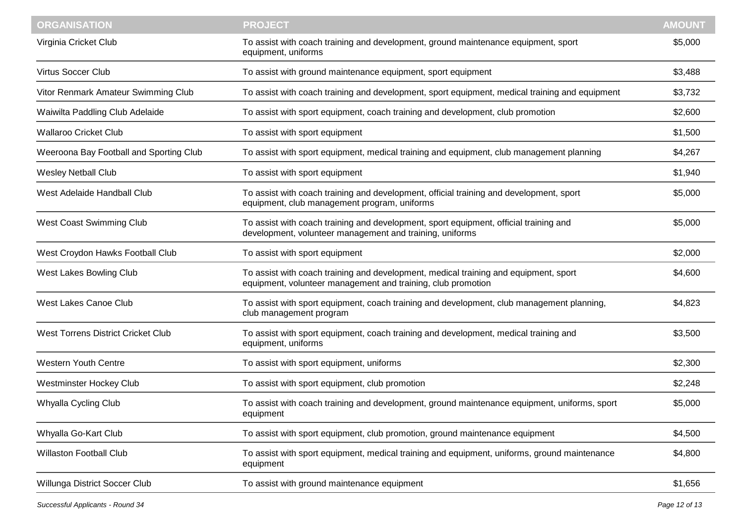| ORGANISATION | PROJECT | AMOUNT |
| --- | --- | --- |
| Virginia Cricket Club | To assist with coach training and development, ground maintenance equipment, sport equipment, uniforms | $5,000 |
| Virtus Soccer Club | To assist with ground maintenance equipment, sport equipment | $3,488 |
| Vitor Renmark Amateur Swimming Club | To assist with coach training and development, sport equipment, medical training and equipment | $3,732 |
| Waiwilta Paddling Club Adelaide | To assist with sport equipment, coach training and development, club promotion | $2,600 |
| Wallaroo Cricket Club | To assist with sport equipment | $1,500 |
| Weeroona Bay Football and Sporting Club | To assist with sport equipment, medical training and equipment, club management planning | $4,267 |
| Wesley Netball Club | To assist with sport equipment | $1,940 |
| West Adelaide Handball Club | To assist with coach training and development, official training and development, sport equipment, club management program, uniforms | $5,000 |
| West Coast Swimming Club | To assist with coach training and development, sport equipment, official training and development, volunteer management and training, uniforms | $5,000 |
| West Croydon Hawks Football Club | To assist with sport equipment | $2,000 |
| West Lakes Bowling Club | To assist with coach training and development, medical training and equipment, sport equipment, volunteer management and training, club promotion | $4,600 |
| West Lakes Canoe Club | To assist with sport equipment, coach training and development, club management planning, club management program | $4,823 |
| West Torrens District Cricket Club | To assist with sport equipment, coach training and development, medical training and equipment, uniforms | $3,500 |
| Western Youth Centre | To assist with sport equipment, uniforms | $2,300 |
| Westminster Hockey Club | To assist with sport equipment, club promotion | $2,248 |
| Whyalla Cycling Club | To assist with coach training and development, ground maintenance equipment, uniforms, sport equipment | $5,000 |
| Whyalla Go-Kart Club | To assist with sport equipment, club promotion, ground maintenance equipment | $4,500 |
| Willaston Football Club | To assist with sport equipment, medical training and equipment, uniforms, ground maintenance equipment | $4,800 |
| Willunga District Soccer Club | To assist with ground maintenance equipment | $1,656 |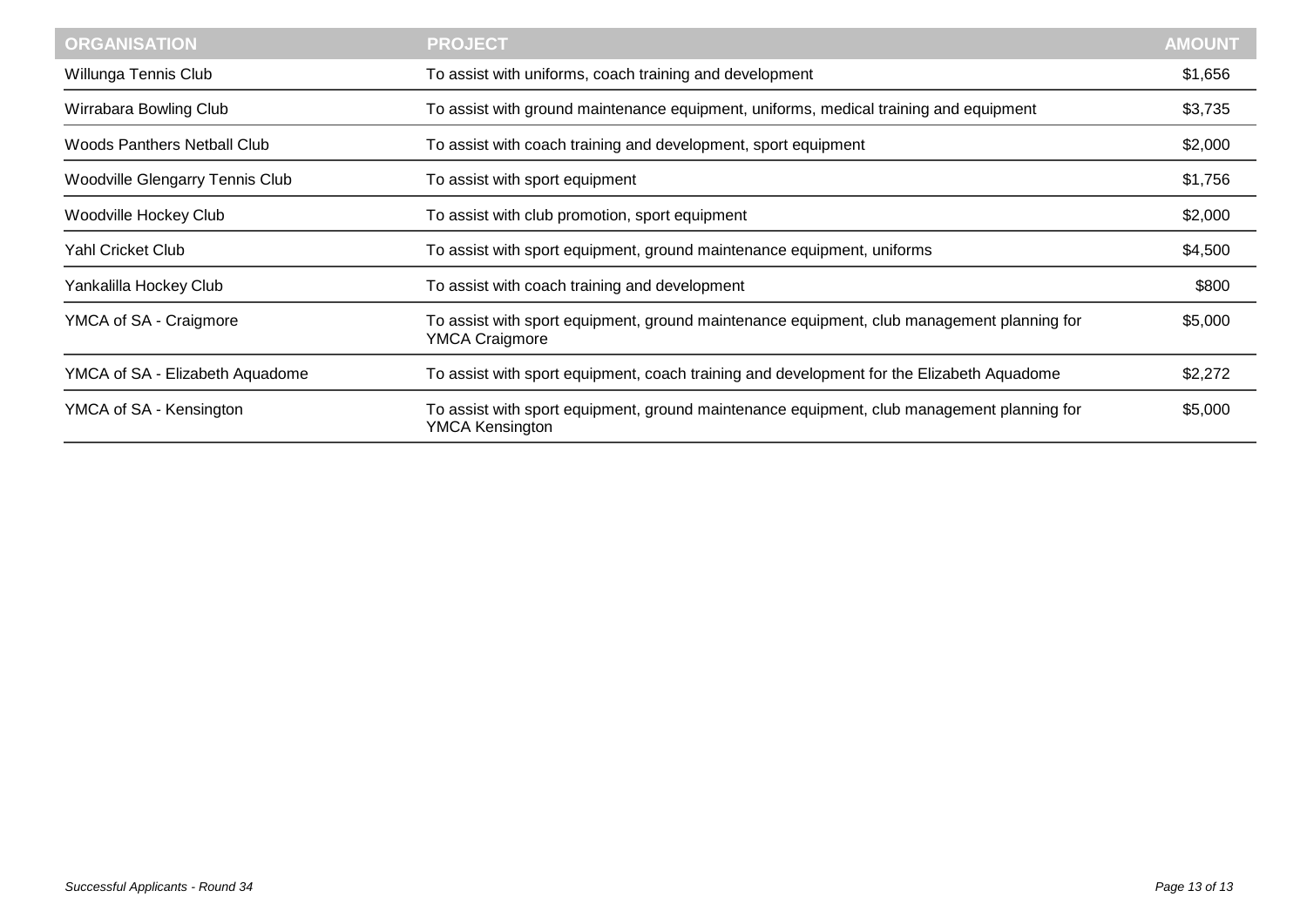| ORGANISATION | PROJECT | AMOUNT |
| --- | --- | --- |
| Willunga Tennis Club | To assist with uniforms, coach training and development | $1,656 |
| Wirrabara Bowling Club | To assist with ground maintenance equipment, uniforms, medical training and equipment | $3,735 |
| Woods Panthers Netball Club | To assist with coach training and development, sport equipment | $2,000 |
| Woodville Glengarry Tennis Club | To assist with sport equipment | $1,756 |
| Woodville Hockey Club | To assist with club promotion, sport equipment | $2,000 |
| Yahl Cricket Club | To assist with sport equipment, ground maintenance equipment, uniforms | $4,500 |
| Yankalilla Hockey Club | To assist with coach training and development | $800 |
| YMCA of SA - Craigmore | To assist with sport equipment, ground maintenance equipment, club management planning for YMCA Craigmore | $5,000 |
| YMCA of SA - Elizabeth Aquadome | To assist with sport equipment, coach training and development for the Elizabeth Aquadome | $2,272 |
| YMCA of SA - Kensington | To assist with sport equipment, ground maintenance equipment, club management planning for YMCA Kensington | $5,000 |